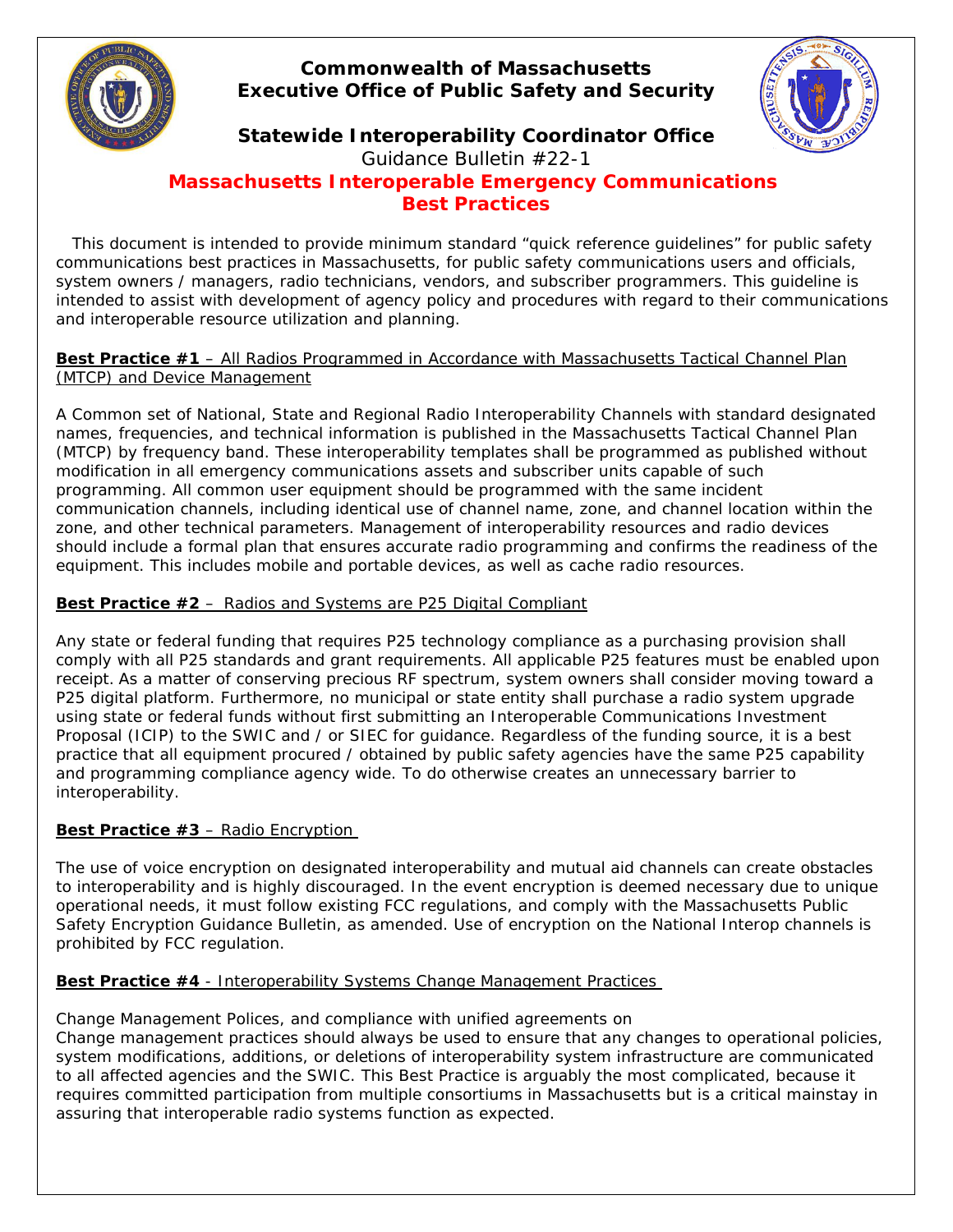# Commonwealth of Massachusetts
# Executive Office of Public Safety and Security

## Statewide Interoperability Coordinator Office

Guidance Bulletin #22-1

## Massachusetts Interoperable Emergency Communications Best Practices

This document is intended to provide minimum standard "quick reference guidelines" for public safety communications best practices in Massachusetts, for public safety communications users and officials, system owners / managers, radio technicians, vendors, and subscriber programmers. This guideline is intended to assist with development of agency policy and procedures with regard to their communications and interoperable resource utilization and planning.

**Best Practice #1** – All Radios Programmed in Accordance with Massachusetts Tactical Channel Plan (MTCP) and Device Management

A Common set of National, State and Regional Radio Interoperability Channels with standard designated names, frequencies, and technical information is published in the Massachusetts Tactical Channel Plan (MTCP) by frequency band. These interoperability templates shall be programmed as published without modification in all emergency communications assets and subscriber units capable of such programming. All common user equipment should be programmed with the same incident communication channels, including identical use of channel name, zone, and channel location within the zone, and other technical parameters. Management of interoperability resources and radio devices should include a formal plan that ensures accurate radio programming and confirms the readiness of the equipment. This includes mobile and portable devices, as well as cache radio resources.

**Best Practice #2** – Radios and Systems are P25 Digital Compliant

Any state or federal funding that requires P25 technology compliance as a purchasing provision shall comply with all P25 standards and grant requirements. All applicable P25 features must be enabled upon receipt. As a matter of conserving precious RF spectrum, system owners shall consider moving toward a P25 digital platform. Furthermore, no municipal or state entity shall purchase a radio system upgrade using state or federal funds without first submitting an Interoperable Communications Investment Proposal (ICIP) to the SWIC and / or SIEC for guidance. Regardless of the funding source, it is a best practice that all equipment procured / obtained by public safety agencies have the same P25 capability and programming compliance agency wide. To do otherwise creates an unnecessary barrier to interoperability.

**Best Practice #3** – Radio Encryption

The use of voice encryption on designated interoperability and mutual aid channels can create obstacles to interoperability and is highly discouraged. In the event encryption is deemed necessary due to unique operational needs, it must follow existing FCC regulations, and comply with the Massachusetts Public Safety Encryption Guidance Bulletin, as amended. Use of encryption on the National Interop channels is prohibited by FCC regulation.

**Best Practice #4** - Interoperability Systems Change Management Practices

Change Management Polices, and compliance with unified agreements on
Change management practices should always be used to ensure that any changes to operational policies, system modifications, additions, or deletions of interoperability system infrastructure are communicated to all affected agencies and the SWIC. This Best Practice is arguably the most complicated, because it requires committed participation from multiple consortiums in Massachusetts but is a critical mainstay in assuring that interoperable radio systems function as expected.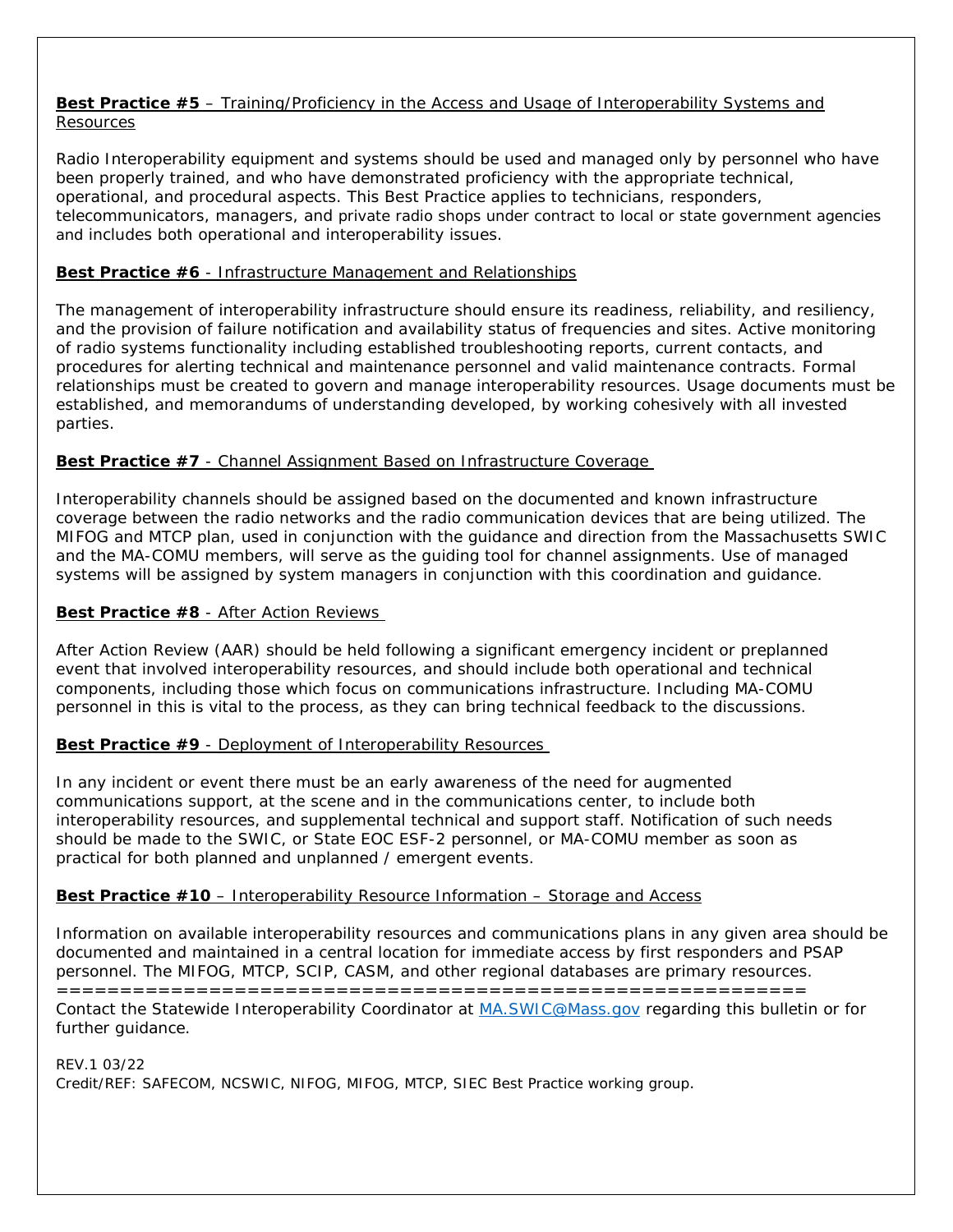**Best Practice #5** – Training/Proficiency in the Access and Usage of Interoperability Systems and Resources

Radio Interoperability equipment and systems should be used and managed only by personnel who have been properly trained, and who have demonstrated proficiency with the appropriate technical, operational, and procedural aspects. This Best Practice applies to technicians, responders, telecommunicators, managers, and private radio shops under contract to local or state government agencies and includes both operational and interoperability issues.

**Best Practice #6** - Infrastructure Management and Relationships

The management of interoperability infrastructure should ensure its readiness, reliability, and resiliency, and the provision of failure notification and availability status of frequencies and sites. Active monitoring of radio systems functionality including established troubleshooting reports, current contacts, and procedures for alerting technical and maintenance personnel and valid maintenance contracts. Formal relationships must be created to govern and manage interoperability resources. Usage documents must be established, and memorandums of understanding developed, by working cohesively with all invested parties.

**Best Practice #7** - Channel Assignment Based on Infrastructure Coverage

Interoperability channels should be assigned based on the documented and known infrastructure coverage between the radio networks and the radio communication devices that are being utilized. The MIFOG and MTCP plan, used in conjunction with the guidance and direction from the Massachusetts SWIC and the MA-COMU members, will serve as the guiding tool for channel assignments. Use of managed systems will be assigned by system managers in conjunction with this coordination and guidance.

**Best Practice #8** - After Action Reviews

After Action Review (AAR) should be held following a significant emergency incident or preplanned event that involved interoperability resources, and should include both operational and technical components, including those which focus on communications infrastructure. Including MA-COMU personnel in this is vital to the process, as they can bring technical feedback to the discussions.

**Best Practice #9** - Deployment of Interoperability Resources

In any incident or event there must be an early awareness of the need for augmented communications support, at the scene and in the communications center, to include both interoperability resources, and supplemental technical and support staff. Notification of such needs should be made to the SWIC, or State EOC ESF-2 personnel, or MA-COMU member as soon as practical for both planned and unplanned / emergent events.

**Best Practice #10** – Interoperability Resource Information – Storage and Access

Information on available interoperability resources and communications plans in any given area should be documented and maintained in a central location for immediate access by first responders and PSAP personnel. The MIFOG, MTCP, SCIP, CASM, and other regional databases are primary resources.

==========================================================

Contact the Statewide Interoperability Coordinator at MA.SWIC@Mass.gov regarding this bulletin or for further guidance.

REV.1 03/22

Credit/REF: SAFECOM, NCSWIC, NIFOG, MIFOG, MTCP, SIEC Best Practice working group.